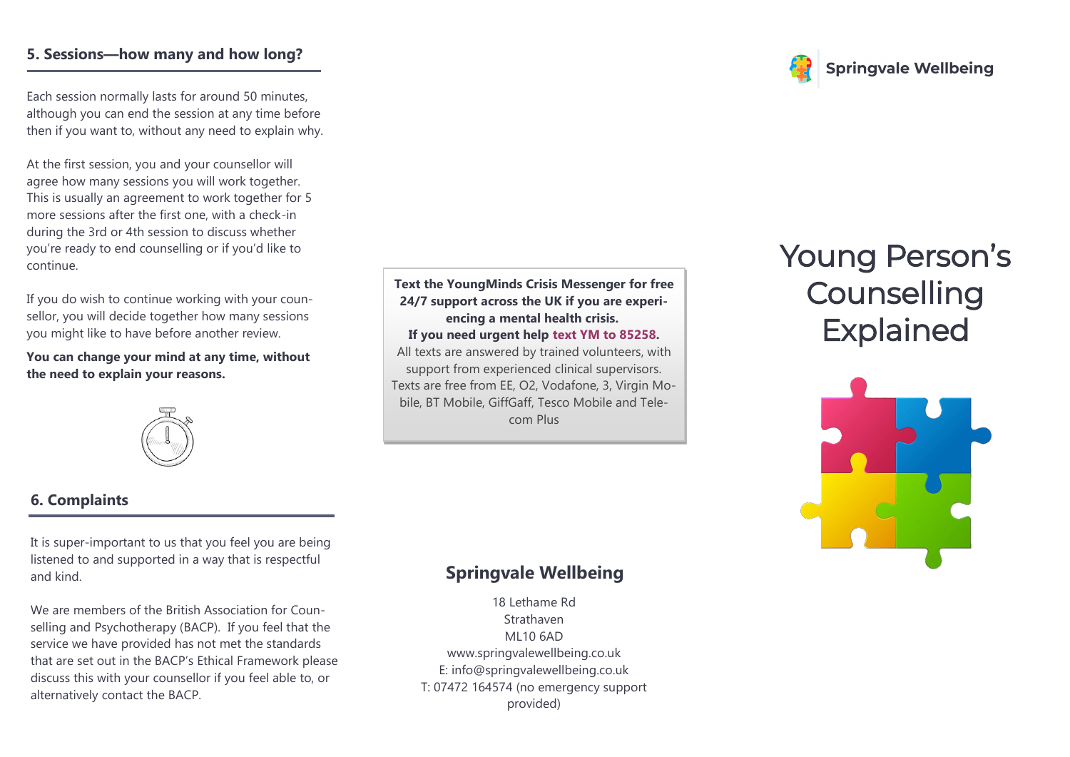## 5. Sessions—how many and how long?

Each session normally lasts for around 50 minutes, although you can end the session at any time before then if you want to, without any need to explain why.

At the first session, you and your counsellor will agree how many sessions you will work together. This is usually an agreement to work together for 5 more sessions after the first one, with a check-in during the 3rd or 4th session to discuss whether you're ready to end counselling or if you'd like to continue.

If you do wish to continue working with your counsellor, you will decide together how many sessions you might like to have before another review.

**You can change your mind at any time, without the need to explain your reasons.**

## 6. Complaints

It is super-important to us that you feel you are being listened to and supported in a way that is respectful and kind.

We are members of the British Association for Counselling and Psychotherapy (BACP). If you feel that the service we have provided has not met the standards that are set out in the BACP's Ethical Framework please discuss this with your counsellor if you feel able to, or alternatively contact the BACP.

**Text the YoungMinds Crisis Messenger for free 24/7 support across the UK if you are experiencing a mental health crisis.**
**If you need urgent help text YM to 85258.**
All texts are answered by trained volunteers, with support from experienced clinical supervisors. Texts are free from EE, O2, Vodafone, 3, Virgin Mobile, BT Mobile, GiffGaff, Tesco Mobile and Telecom Plus

## Springvale Wellbeing

18 Lethame Rd
Strathaven
ML10 6AD
www.springvalewellbeing.co.uk
E: info@springvalewellbeing.co.uk
T: 07472 164574 (no emergency support provided)

**Springvale Wellbeing**

# Young Person's Counselling Explained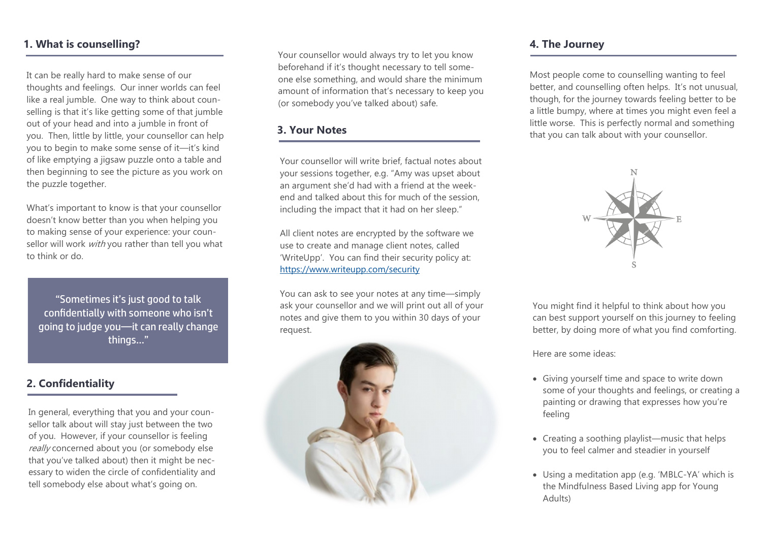## 1. What is counselling?

It can be really hard to make sense of our thoughts and feelings. Our inner worlds can feel like a real jumble. One way to think about counselling is that it's like getting some of that jumble out of your head and into a jumble in front of you. Then, little by little, your counsellor can help you to begin to make some sense of it—it's kind of like emptying a jigsaw puzzle onto a table and then beginning to see the picture as you work on the puzzle together.

What's important to know is that your counsellor doesn't know better than you when helping you to making sense of your experience: your counsellor will work *with* you rather than tell you what to think or do.

> "Sometimes it's just good to talk confidentially with someone who isn't going to judge you—it can really change things..."

## 2. Confidentiality

In general, everything that you and your counsellor talk about will stay just between the two of you. However, if your counsellor is feeling *really* concerned about you (or somebody else that you've talked about) then it might be necessary to widen the circle of confidentiality and tell somebody else about what's going on.

Your counsellor would always try to let you know beforehand if it's thought necessary to tell someone else something, and would share the minimum amount of information that's necessary to keep you (or somebody you've talked about) safe.

## 3. Your Notes

Your counsellor will write brief, factual notes about your sessions together, e.g. "Amy was upset about an argument she'd had with a friend at the weekend and talked about this for much of the session, including the impact that it had on her sleep."

All client notes are encrypted by the software we use to create and manage client notes, called 'WriteUpp'. You can find their security policy at: https://www.writeupp.com/security

You can ask to see your notes at any time—simply ask your counsellor and we will print out all of your notes and give them to you within 30 days of your request.

## 4. The Journey

Most people come to counselling wanting to feel better, and counselling often helps. It's not unusual, though, for the journey towards feeling better to be a little bumpy, where at times you might even feel a little worse. This is perfectly normal and something that you can talk about with your counsellor.

You might find it helpful to think about how you can best support yourself on this journey to feeling better, by doing more of what you find comforting.

Here are some ideas:

- Giving yourself time and space to write down some of your thoughts and feelings, or creating a painting or drawing that expresses how you're feeling
- Creating a soothing playlist—music that helps you to feel calmer and steadier in yourself
- Using a meditation app (e.g. 'MBLC-YA' which is the Mindfulness Based Living app for Young Adults)